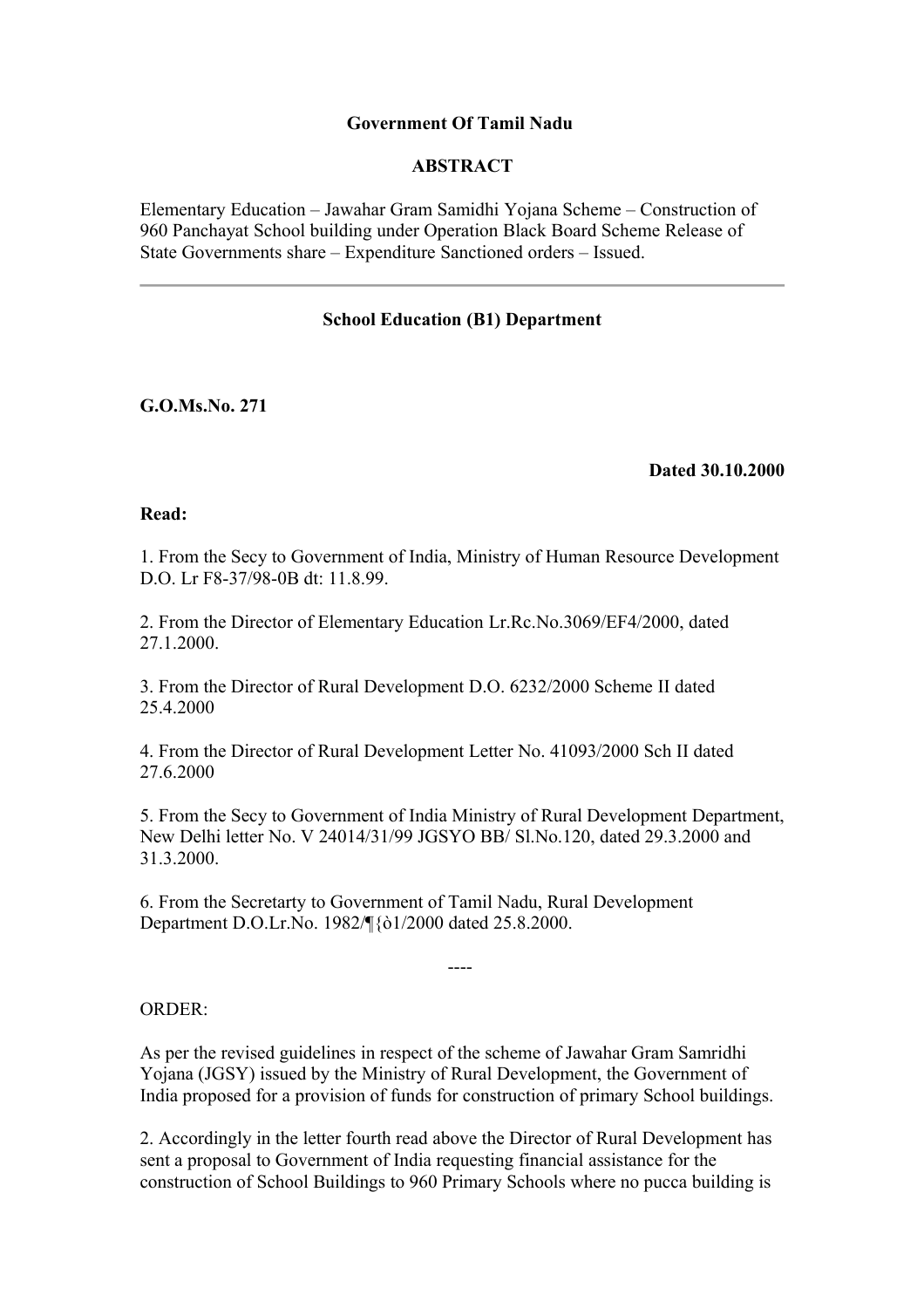**Government Of Tamil Nadu**

**ABSTRACT**

Elementary Education – Jawahar Gram Samidhi Yojana Scheme – Construction of 960 Panchayat School building under Operation Black Board Scheme Release of State Governments share – Expenditure Sanctioned orders – Issued.

---

**School Education (B1) Department**

**G.O.Ms.No. 271**

**Dated 30.10.2000**

**Read:**

1. From the Secy to Government of India, Ministry of Human Resource Development D.O. Lr F8-37/98-0B dt: 11.8.99.

2. From the Director of Elementary Education Lr.Rc.No.3069/EF4/2000, dated 27.1.2000.

3. From the Director of Rural Development D.O. 6232/2000 Scheme II dated 25.4.2000

4. From the Director of Rural Development Letter No. 41093/2000 Sch II dated 27.6.2000

5. From the Secy to Government of India Ministry of Rural Development Department, New Delhi letter No. V 24014/31/99 JGSYO BB/ Sl.No.120, dated 29.3.2000 and 31.3.2000.

6. From the Secretarty to Government of Tamil Nadu, Rural Development Department D.O.Lr.No. 1982/¶{ò1/2000 dated 25.8.2000.

----

ORDER:

As per the revised guidelines in respect of the scheme of Jawahar Gram Samridhi Yojana (JGSY) issued by the Ministry of Rural Development, the Government of India proposed for a provision of funds for construction of primary School buildings.

2. Accordingly in the letter fourth read above the Director of Rural Development has sent a proposal to Government of India requesting financial assistance for the construction of School Buildings to 960 Primary Schools where no pucca building is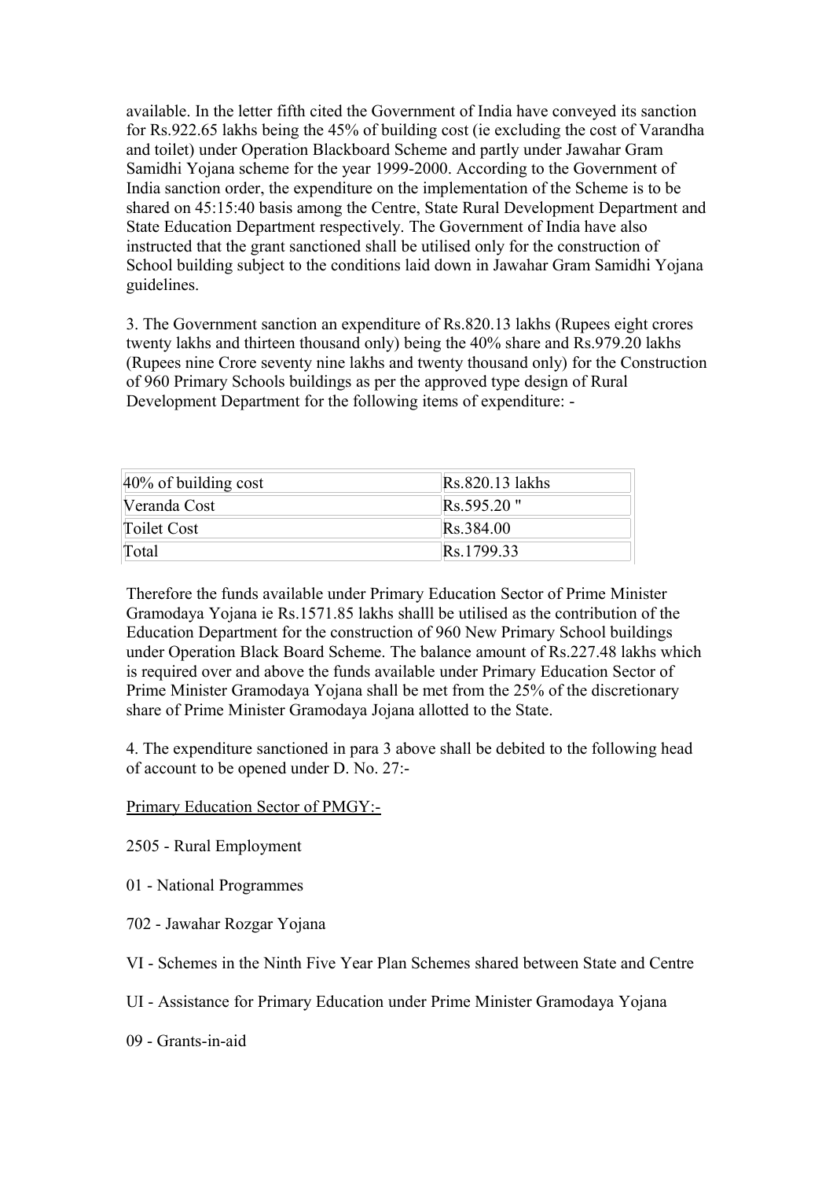available. In the letter fifth cited the Government of India have conveyed its sanction for Rs.922.65 lakhs being the 45% of building cost (ie excluding the cost of Varandha and toilet) under Operation Blackboard Scheme and partly under Jawahar Gram Samidhi Yojana scheme for the year 1999-2000. According to the Government of India sanction order, the expenditure on the implementation of the Scheme is to be shared on 45:15:40 basis among the Centre, State Rural Development Department and State Education Department respectively. The Government of India have also instructed that the grant sanctioned shall be utilised only for the construction of School building subject to the conditions laid down in Jawahar Gram Samidhi Yojana guidelines.

3. The Government sanction an expenditure of Rs.820.13 lakhs (Rupees eight crores twenty lakhs and thirteen thousand only) being the 40% share and Rs.979.20 lakhs (Rupees nine Crore seventy nine lakhs and twenty thousand only) for the Construction of 960 Primary Schools buildings as per the approved type design of Rural Development Department for the following items of expenditure: -

| | |
|---|---|
| 40% of building cost | Rs.820.13 lakhs |
| Veranda Cost | Rs.595.20 " |
| Toilet Cost | Rs.384.00 |
| Total | Rs.1799.33 |

Therefore the funds available under Primary Education Sector of Prime Minister Gramodaya Yojana ie Rs.1571.85 lakhs shalll be utilised as the contribution of the Education Department for the construction of 960 New Primary School buildings under Operation Black Board Scheme. The balance amount of Rs.227.48 lakhs which is required over and above the funds available under Primary Education Sector of Prime Minister Gramodaya Yojana shall be met from the 25% of the discretionary share of Prime Minister Gramodaya Jojana allotted to the State.

4. The expenditure sanctioned in para 3 above shall be debited to the following head of account to be opened under D. No. 27:-

Primary Education Sector of PMGY:-

2505 - Rural Employment

01 - National Programmes

702 - Jawahar Rozgar Yojana

VI - Schemes in the Ninth Five Year Plan Schemes shared between State and Centre

UI - Assistance for Primary Education under Prime Minister Gramodaya Yojana

09 - Grants-in-aid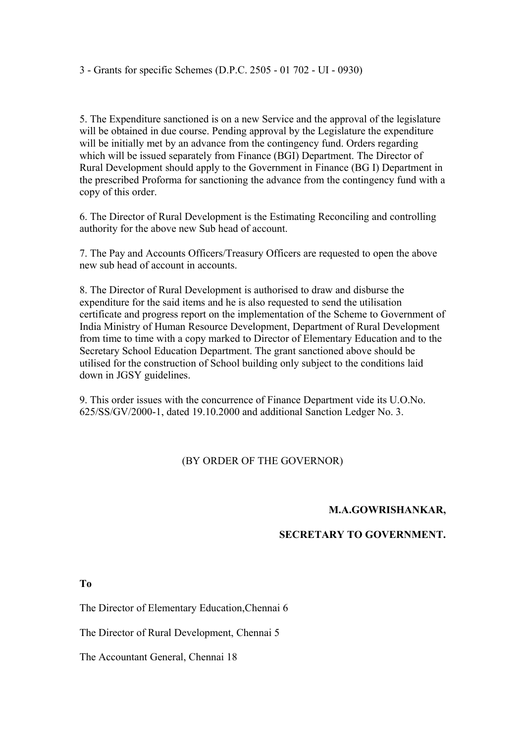3 - Grants for specific Schemes (D.P.C. 2505 - 01 702 - UI - 0930)

5. The Expenditure sanctioned is on a new Service and the approval of the legislature will be obtained in due course. Pending approval by the Legislature the expenditure will be initially met by an advance from the contingency fund. Orders regarding which will be issued separately from Finance (BGI) Department. The Director of Rural Development should apply to the Government in Finance (BG I) Department in the prescribed Proforma for sanctioning the advance from the contingency fund with a copy of this order.

6. The Director of Rural Development is the Estimating Reconciling and controlling authority for the above new Sub head of account.

7. The Pay and Accounts Officers/Treasury Officers are requested to open the above new sub head of account in accounts.

8. The Director of Rural Development is authorised to draw and disburse the expenditure for the said items and he is also requested to send the utilisation certificate and progress report on the implementation of the Scheme to Government of India Ministry of Human Resource Development, Department of Rural Development from time to time with a copy marked to Director of Elementary Education and to the Secretary School Education Department. The grant sanctioned above should be utilised for the construction of School building only subject to the conditions laid down in JGSY guidelines.

9. This order issues with the concurrence of Finance Department vide its U.O.No. 625/SS/GV/2000-1, dated 19.10.2000 and additional Sanction Ledger No. 3.

(BY ORDER OF THE GOVERNOR)

**M.A.GOWRISHANKAR,**

**SECRETARY TO GOVERNMENT.**

**To**

The Director of Elementary Education,Chennai 6

The Director of Rural Development, Chennai 5

The Accountant General, Chennai 18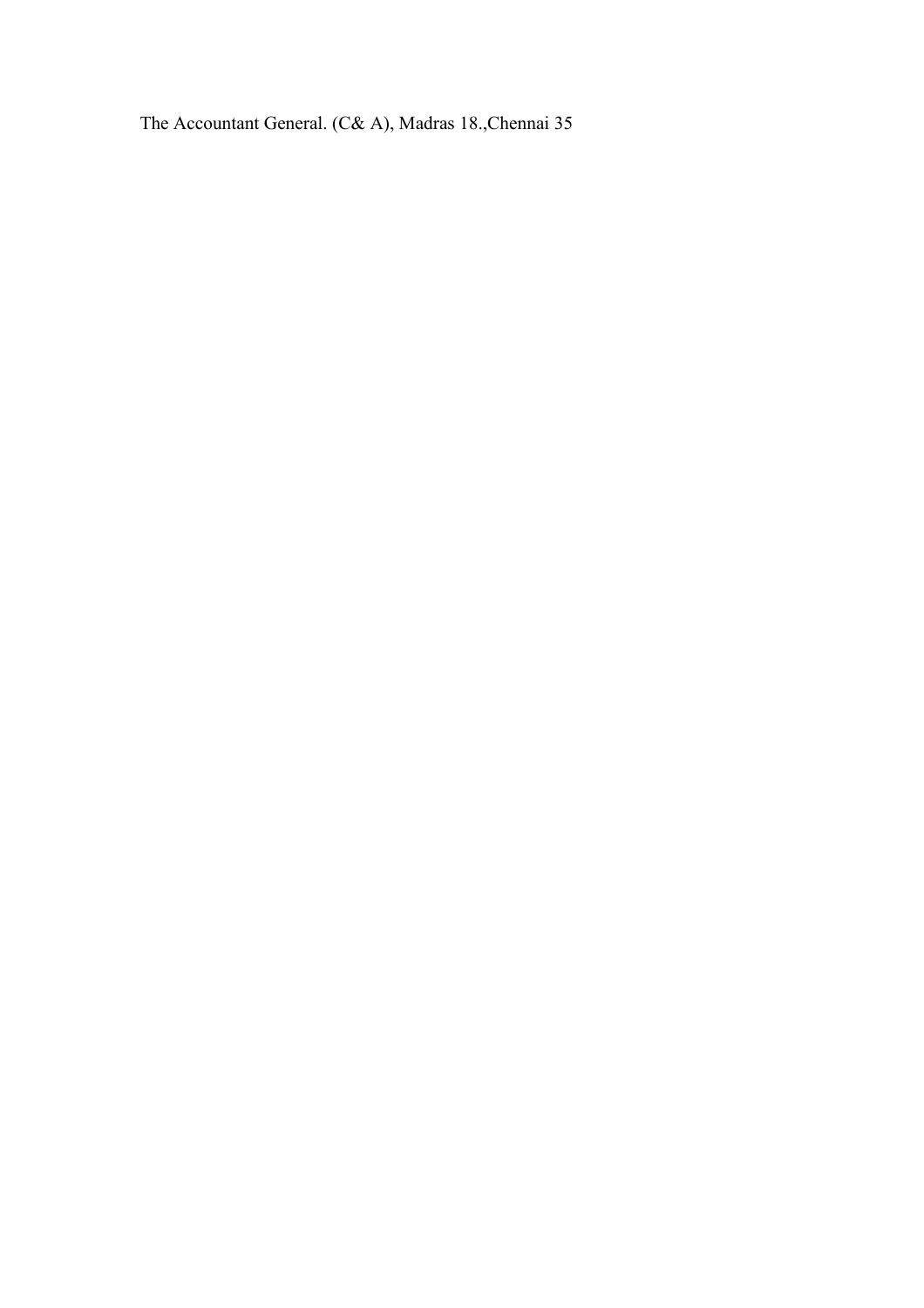The Accountant General. (C& A), Madras 18.,Chennai 35